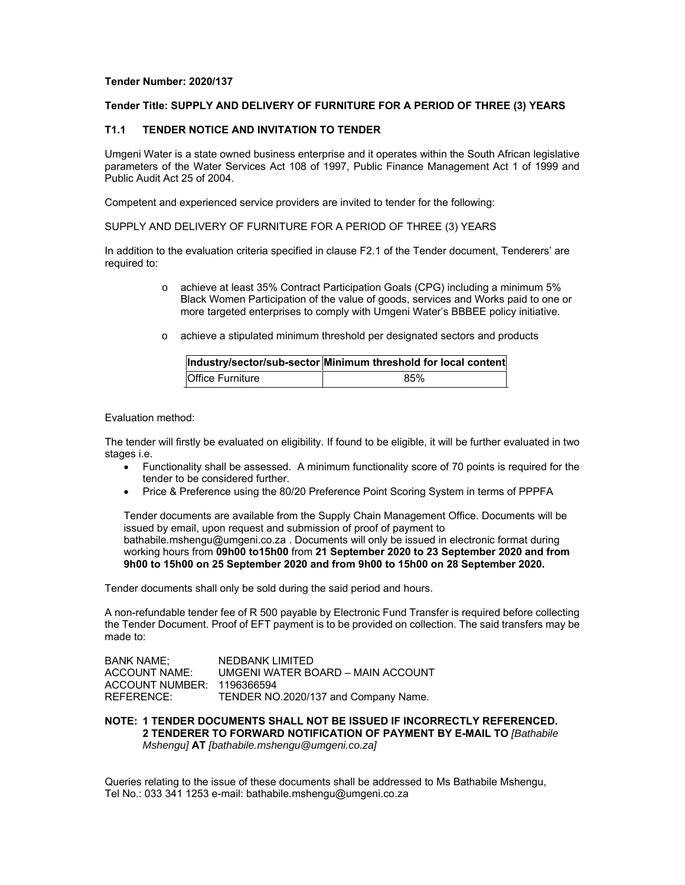**Tender Number: 2020/137**

**Tender Title: SUPPLY AND DELIVERY OF FURNITURE FOR A PERIOD OF THREE (3) YEARS**

## T1.1 TENDER NOTICE AND INVITATION TO TENDER

Umgeni Water is a state owned business enterprise and it operates within the South African legislative parameters of the Water Services Act 108 of 1997, Public Finance Management Act 1 of 1999 and Public Audit Act 25 of 2004.

Competent and experienced service providers are invited to tender for the following:

SUPPLY AND DELIVERY OF FURNITURE FOR A PERIOD OF THREE (3) YEARS

In addition to the evaluation criteria specified in clause F2.1 of the Tender document, Tenderers' are required to:

- achieve at least 35% Contract Participation Goals (CPG) including a minimum 5% Black Women Participation of the value of goods, services and Works paid to one or more targeted enterprises to comply with Umgeni Water's BBBEE policy initiative.
- achieve a stipulated minimum threshold per designated sectors and products

| Industry/sector/sub-sector | Minimum threshold for local content |
| --- | --- |
| Office Furniture | 85% |

Evaluation method:

The tender will firstly be evaluated on eligibility. If found to be eligible, it will be further evaluated in two stages i.e.

- Functionality shall be assessed. A minimum functionality score of 70 points is required for the tender to be considered further.
- Price & Preference using the 80/20 Preference Point Scoring System in terms of PPPFA

Tender documents are available from the Supply Chain Management Office. Documents will be issued by email, upon request and submission of proof of payment to bathabile.mshengu@umgeni.co.za . Documents will only be issued in electronic format during working hours from **09h00 to15h00** from **21 September 2020 to 23 September 2020 and from 9h00 to 15h00 on 25 September 2020 and from 9h00 to 15h00 on 28 September 2020.**

Tender documents shall only be sold during the said period and hours.

A non-refundable tender fee of R 500 payable by Electronic Fund Transfer is required before collecting the Tender Document. Proof of EFT payment is to be provided on collection. The said transfers may be made to:

BANK NAME; NEDBANK LIMITED
ACCOUNT NAME: UMGENI WATER BOARD – MAIN ACCOUNT
ACCOUNT NUMBER: 1196366594
REFERENCE: TENDER NO.2020/137 and Company Name.

**NOTE: 1 TENDER DOCUMENTS SHALL NOT BE ISSUED IF INCORRECTLY REFERENCED.**
**2 TENDERER TO FORWARD NOTIFICATION OF PAYMENT BY E-MAIL TO** *[Bathabile Mshengu]* **AT** *[bathabile.mshengu@umgeni.co.za]*

Queries relating to the issue of these documents shall be addressed to Ms Bathabile Mshengu, Tel No.: 033 341 1253 e-mail: bathabile.mshengu@umgeni.co.za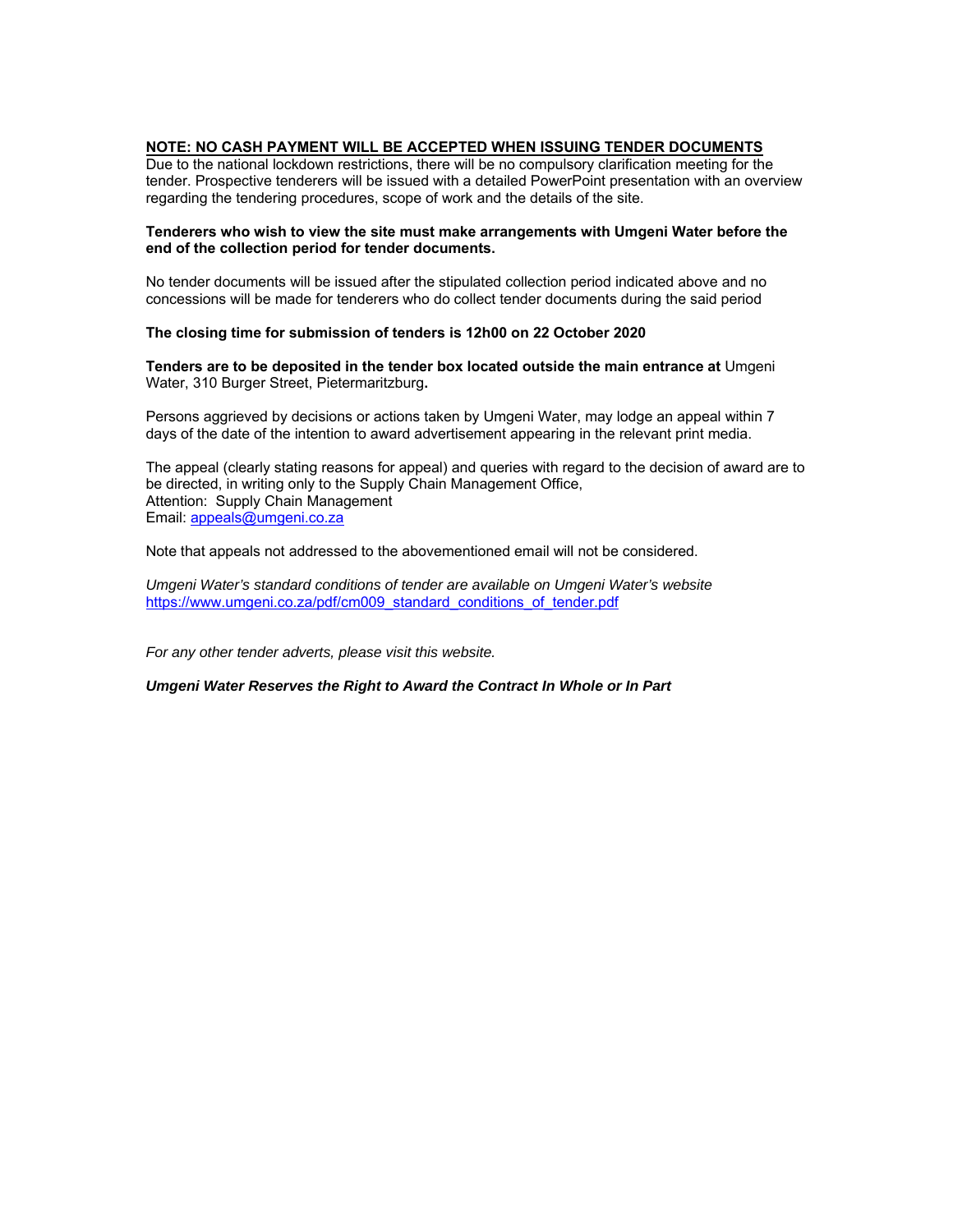**NOTE: NO CASH PAYMENT WILL BE ACCEPTED WHEN ISSUING TENDER DOCUMENTS**

Due to the national lockdown restrictions, there will be no compulsory clarification meeting for the tender. Prospective tenderers will be issued with a detailed PowerPoint presentation with an overview regarding the tendering procedures, scope of work and the details of the site.

**Tenderers who wish to view the site must make arrangements with Umgeni Water before the end of the collection period for tender documents.**

No tender documents will be issued after the stipulated collection period indicated above and no concessions will be made for tenderers who do collect tender documents during the said period

**The closing time for submission of tenders is 12h00 on 22 October 2020**

**Tenders are to be deposited in the tender box located outside the main entrance at** Umgeni Water, 310 Burger Street, Pietermaritzburg**.**

Persons aggrieved by decisions or actions taken by Umgeni Water, may lodge an appeal within 7 days of the date of the intention to award advertisement appearing in the relevant print media.

The appeal (clearly stating reasons for appeal) and queries with regard to the decision of award are to be directed, in writing only to the Supply Chain Management Office,
Attention: Supply Chain Management
Email: appeals@umgeni.co.za

Note that appeals not addressed to the abovementioned email will not be considered.

*Umgeni Water's standard conditions of tender are available on Umgeni Water's website*
https://www.umgeni.co.za/pdf/cm009_standard_conditions_of_tender.pdf

*For any other tender adverts, please visit this website.*

***Umgeni Water Reserves the Right to Award the Contract In Whole or In Part***